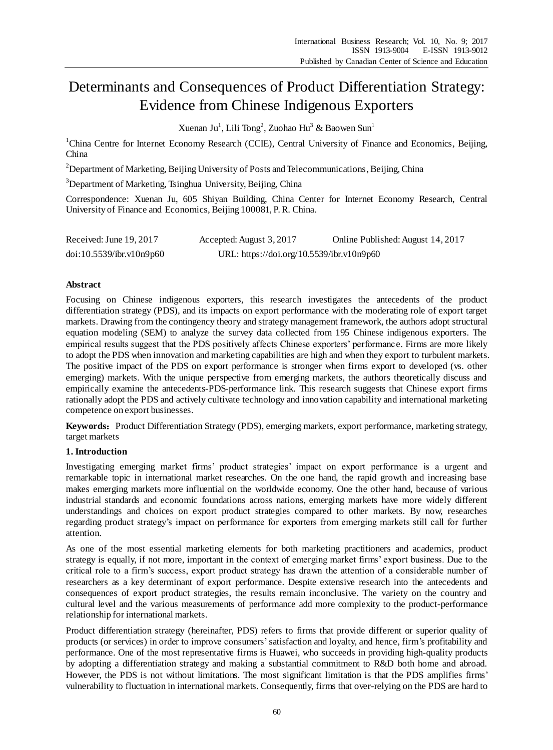# Determinants and Consequences of Product Differentiation Strategy: Evidence from Chinese Indigenous Exporters

Xuenan Ju[1], Lili Tong[2], Zuohao Hu[3] & Baowen Sun[1]

[1]China Centre for Internet Economy Research (CCIE), Central University of Finance and Economics, Beijing, China

[2]Department of Marketing, Beijing University of Posts and Telecommunications, Beijing, China

[3]Department of Marketing, Tsinghua University, Beijing, China

Correspondence: Xuenan Ju, 605 Shiyan Building, China Center for Internet Economy Research, Central University of Finance and Economics, Beijing 100081, P. R. China.

Received: June 19, 2017 Accepted: August 3, 2017 Online Published: August 14, 2017

doi:10.5539/ibr.v10n9p60 URL: https://doi.org/10.5539/ibr.v10n9p60

## Abstract

Focusing on Chinese indigenous exporters, this research investigates the antecedents of the product differentiation strategy (PDS), and its impacts on export performance with the moderating role of export target markets. Drawing from the contingency theory and strategy management framework, the authors adopt structural equation modeling (SEM) to analyze the survey data collected from 195 Chinese indigenous exporters. The empirical results suggest that the PDS positively affects Chinese exporters' performance. Firms are more likely to adopt the PDS when innovation and marketing capabilities are high and when they export to turbulent markets. The positive impact of the PDS on export performance is stronger when firms export to developed (vs. other emerging) markets. With the unique perspective from emerging markets, the authors theoretically discuss and empirically examine the antecedents-PDS-performance link. This research suggests that Chinese export firms rationally adopt the PDS and actively cultivate technology and innovation capability and international marketing competence on export businesses.

**Keywords:** Product Differentiation Strategy (PDS), emerging markets, export performance, marketing strategy, target markets

## 1. Introduction

Investigating emerging market firms' product strategies' impact on export performance is a urgent and remarkable topic in international market researches. On the one hand, the rapid growth and increasing base makes emerging markets more influential on the worldwide economy. One the other hand, because of various industrial standards and economic foundations across nations, emerging markets have more widely different understandings and choices on export product strategies compared to other markets. By now, researches regarding product strategy's impact on performance for exporters from emerging markets still call for further attention.

As one of the most essential marketing elements for both marketing practitioners and academics, product strategy is equally, if not more, important in the context of emerging market firms' export business. Due to the critical role to a firm's success, export product strategy has drawn the attention of a considerable number of researchers as a key determinant of export performance. Despite extensive research into the antecedents and consequences of export product strategies, the results remain inconclusive. The variety on the country and cultural level and the various measurements of performance add more complexity to the product-performance relationship for international markets.

Product differentiation strategy (hereinafter, PDS) refers to firms that provide different or superior quality of products (or services) in order to improve consumers' satisfaction and loyalty, and hence, firm's profitability and performance. One of the most representative firms is Huawei, who succeeds in providing high-quality products by adopting a differentiation strategy and making a substantial commitment to R&D both home and abroad. However, the PDS is not without limitations. The most significant limitation is that the PDS amplifies firms' vulnerability to fluctuation in international markets. Consequently, firms that over-relying on the PDS are hard to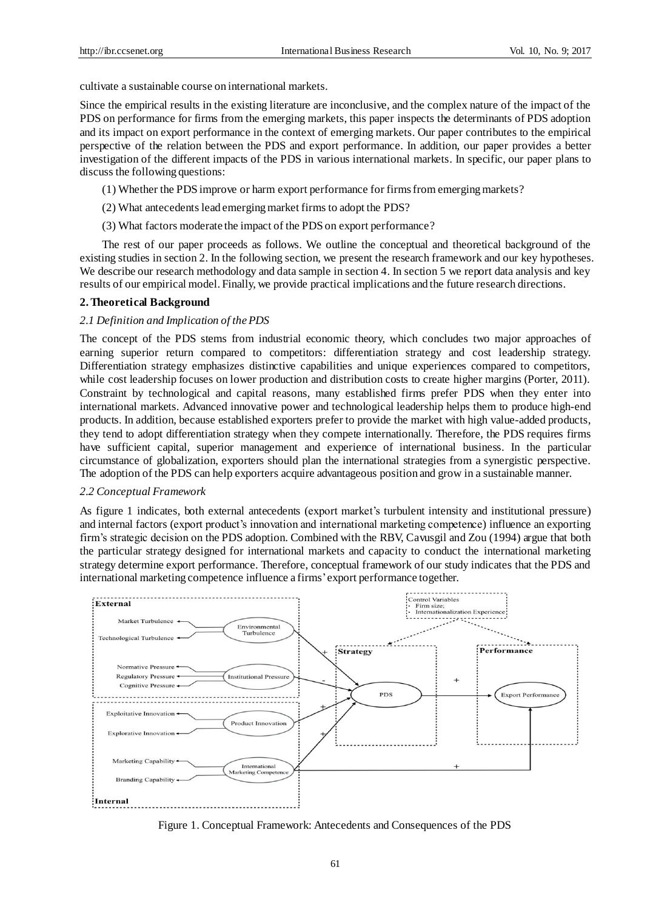cultivate a sustainable course on international markets.

Since the empirical results in the existing literature are inconclusive, and the complex nature of the impact of the PDS on performance for firms from the emerging markets, this paper inspects the determinants of PDS adoption and its impact on export performance in the context of emerging markets. Our paper contributes to the empirical perspective of the relation between the PDS and export performance. In addition, our paper provides a better investigation of the different impacts of the PDS in various international markets. In specific, our paper plans to discuss the following questions:

(1) Whether the PDS improve or harm export performance for firms from emerging markets?

(2) What antecedents lead emerging market firms to adopt the PDS?

(3) What factors moderate the impact of the PDS on export performance?

The rest of our paper proceeds as follows. We outline the conceptual and theoretical background of the existing studies in section 2. In the following section, we present the research framework and our key hypotheses. We describe our research methodology and data sample in section 4. In section 5 we report data analysis and key results of our empirical model. Finally, we provide practical implications and the future research directions.

## 2. Theoretical Background

### *2.1 Definition and Implication of the PDS*

The concept of the PDS stems from industrial economic theory, which concludes two major approaches of earning superior return compared to competitors: differentiation strategy and cost leadership strategy. Differentiation strategy emphasizes distinctive capabilities and unique experiences compared to competitors, while cost leadership focuses on lower production and distribution costs to create higher margins (Porter, 2011). Constraint by technological and capital reasons, many established firms prefer PDS when they enter into international markets. Advanced innovative power and technological leadership helps them to produce high-end products. In addition, because established exporters prefer to provide the market with high value-added products, they tend to adopt differentiation strategy when they compete internationally. Therefore, the PDS requires firms have sufficient capital, superior management and experience of international business. In the particular circumstance of globalization, exporters should plan the international strategies from a synergistic perspective. The adoption of the PDS can help exporters acquire advantageous position and grow in a sustainable manner.

### *2.2 Conceptual Framework*

As figure 1 indicates, both external antecedents (export market's turbulent intensity and institutional pressure) and internal factors (export product's innovation and international marketing competence) influence an exporting firm's strategic decision on the PDS adoption. Combined with the RBV, Cavusgil and Zou (1994) argue that both the particular strategy designed for international markets and capacity to conduct the international marketing strategy determine export performance. Therefore, conceptual framework of our study indicates that the PDS and international marketing competence influence a firms' export performance together.

Figure 1. Conceptual Framework: Antecedents and Consequences of the PDS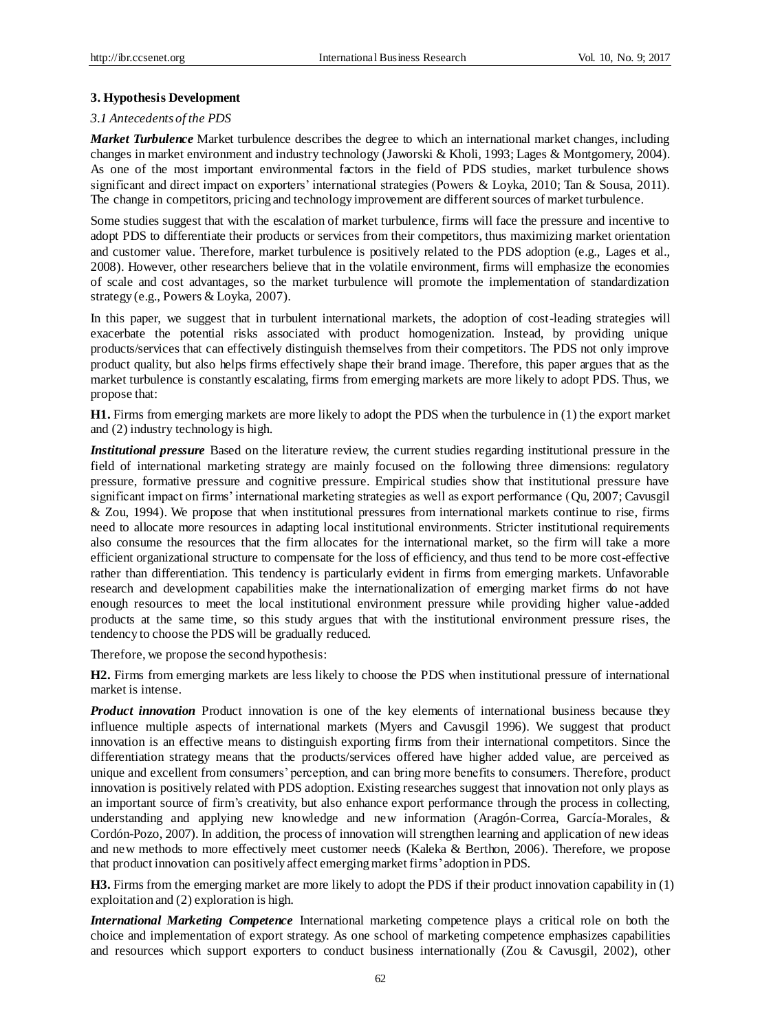## 3. Hypothesis Development

### *3.1 Antecedents of the PDS*

***Market Turbulence*** Market turbulence describes the degree to which an international market changes, including changes in market environment and industry technology (Jaworski & Kholi, 1993; Lages & Montgomery, 2004). As one of the most important environmental factors in the field of PDS studies, market turbulence shows significant and direct impact on exporters' international strategies (Powers & Loyka, 2010; Tan & Sousa, 2011). The change in competitors, pricing and technology improvement are different sources of market turbulence.

Some studies suggest that with the escalation of market turbulence, firms will face the pressure and incentive to adopt PDS to differentiate their products or services from their competitors, thus maximizing market orientation and customer value. Therefore, market turbulence is positively related to the PDS adoption (e.g., Lages et al., 2008). However, other researchers believe that in the volatile environment, firms will emphasize the economies of scale and cost advantages, so the market turbulence will promote the implementation of standardization strategy (e.g., Powers & Loyka, 2007).

In this paper, we suggest that in turbulent international markets, the adoption of cost-leading strategies will exacerbate the potential risks associated with product homogenization. Instead, by providing unique products/services that can effectively distinguish themselves from their competitors. The PDS not only improve product quality, but also helps firms effectively shape their brand image. Therefore, this paper argues that as the market turbulence is constantly escalating, firms from emerging markets are more likely to adopt PDS. Thus, we propose that:

**H1.** Firms from emerging markets are more likely to adopt the PDS when the turbulence in (1) the export market and (2) industry technology is high.

***Institutional pressure*** Based on the literature review, the current studies regarding institutional pressure in the field of international marketing strategy are mainly focused on the following three dimensions: regulatory pressure, formative pressure and cognitive pressure. Empirical studies show that institutional pressure have significant impact on firms' international marketing strategies as well as export performance (Qu, 2007; Cavusgil & Zou, 1994). We propose that when institutional pressures from international markets continue to rise, firms need to allocate more resources in adapting local institutional environments. Stricter institutional requirements also consume the resources that the firm allocates for the international market, so the firm will take a more efficient organizational structure to compensate for the loss of efficiency, and thus tend to be more cost-effective rather than differentiation. This tendency is particularly evident in firms from emerging markets. Unfavorable research and development capabilities make the internationalization of emerging market firms do not have enough resources to meet the local institutional environment pressure while providing higher value-added products at the same time, so this study argues that with the institutional environment pressure rises, the tendency to choose the PDS will be gradually reduced.

Therefore, we propose the second hypothesis:

**H2.** Firms from emerging markets are less likely to choose the PDS when institutional pressure of international market is intense.

***Product innovation*** Product innovation is one of the key elements of international business because they influence multiple aspects of international markets (Myers and Cavusgil 1996). We suggest that product innovation is an effective means to distinguish exporting firms from their international competitors. Since the differentiation strategy means that the products/services offered have higher added value, are perceived as unique and excellent from consumers' perception, and can bring more benefits to consumers. Therefore, product innovation is positively related with PDS adoption. Existing researches suggest that innovation not only plays as an important source of firm's creativity, but also enhance export performance through the process in collecting, understanding and applying new knowledge and new information (Aragón-Correa, García-Morales, & Cordón-Pozo, 2007). In addition, the process of innovation will strengthen learning and application of new ideas and new methods to more effectively meet customer needs (Kaleka & Berthon, 2006). Therefore, we propose that product innovation can positively affect emerging market firms' adoption in PDS.

**H3.** Firms from the emerging market are more likely to adopt the PDS if their product innovation capability in (1) exploitation and (2) exploration is high.

***International Marketing Competence*** International marketing competence plays a critical role on both the choice and implementation of export strategy. As one school of marketing competence emphasizes capabilities and resources which support exporters to conduct business internationally (Zou & Cavusgil, 2002), other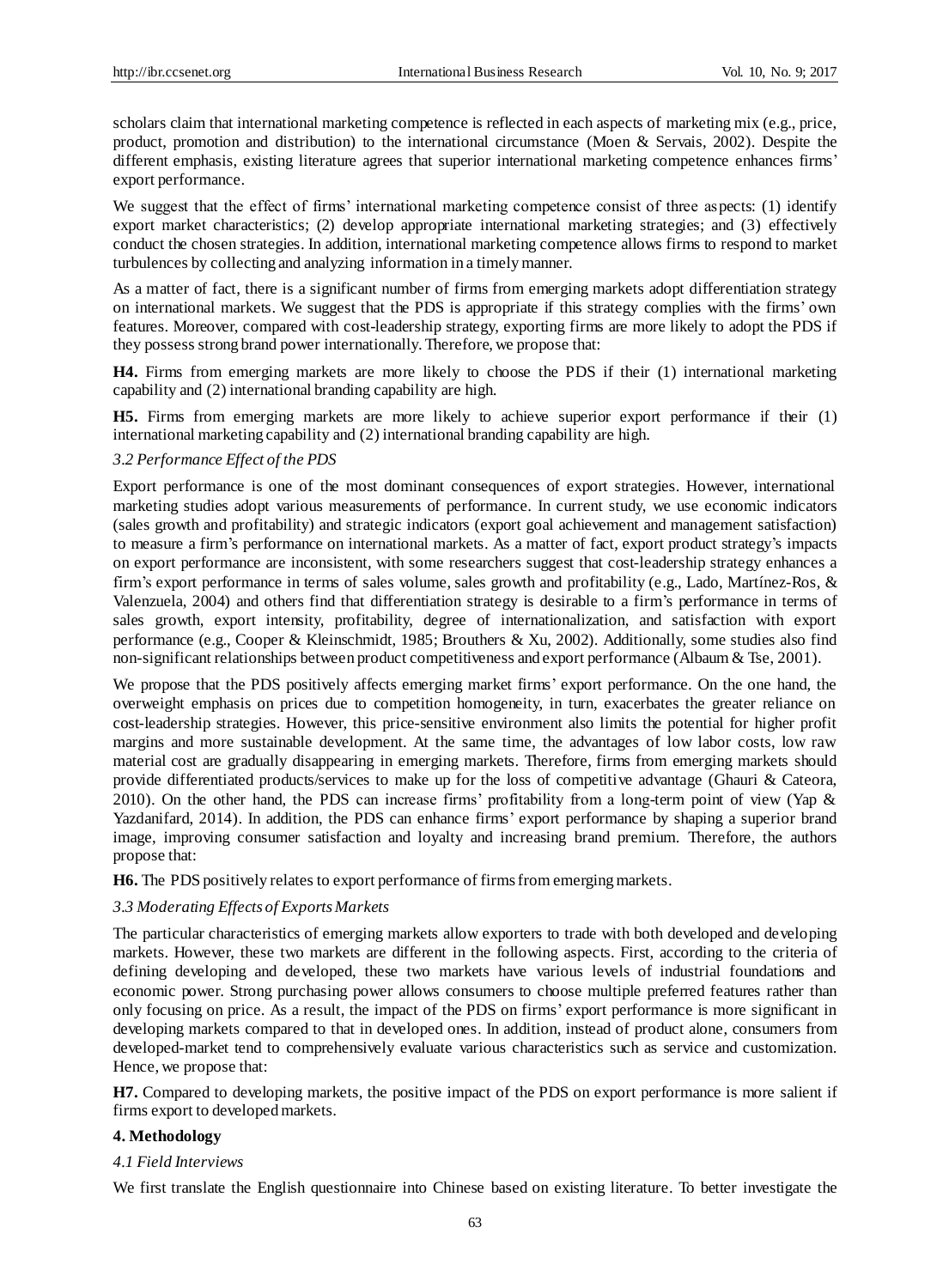scholars claim that international marketing competence is reflected in each aspects of marketing mix (e.g., price, product, promotion and distribution) to the international circumstance (Moen & Servais, 2002). Despite the different emphasis, existing literature agrees that superior international marketing competence enhances firms' export performance.

We suggest that the effect of firms' international marketing competence consist of three aspects: (1) identify export market characteristics; (2) develop appropriate international marketing strategies; and (3) effectively conduct the chosen strategies. In addition, international marketing competence allows firms to respond to market turbulences by collecting and analyzing information in a timely manner.

As a matter of fact, there is a significant number of firms from emerging markets adopt differentiation strategy on international markets. We suggest that the PDS is appropriate if this strategy complies with the firms' own features. Moreover, compared with cost-leadership strategy, exporting firms are more likely to adopt the PDS if they possess strong brand power internationally. Therefore, we propose that:

**H4.** Firms from emerging markets are more likely to choose the PDS if their (1) international marketing capability and (2) international branding capability are high.

**H5.** Firms from emerging markets are more likely to achieve superior export performance if their (1) international marketing capability and (2) international branding capability are high.

### *3.2 Performance Effect of the PDS*

Export performance is one of the most dominant consequences of export strategies. However, international marketing studies adopt various measurements of performance. In current study, we use economic indicators (sales growth and profitability) and strategic indicators (export goal achievement and management satisfaction) to measure a firm's performance on international markets. As a matter of fact, export product strategy's impacts on export performance are inconsistent, with some researchers suggest that cost-leadership strategy enhances a firm's export performance in terms of sales volume, sales growth and profitability (e.g., Lado, Martínez-Ros, & Valenzuela, 2004) and others find that differentiation strategy is desirable to a firm's performance in terms of sales growth, export intensity, profitability, degree of internationalization, and satisfaction with export performance (e.g., Cooper & Kleinschmidt, 1985; Brouthers & Xu, 2002). Additionally, some studies also find non-significant relationships between product competitiveness and export performance (Albaum & Tse, 2001).

We propose that the PDS positively affects emerging market firms' export performance. On the one hand, the overweight emphasis on prices due to competition homogeneity, in turn, exacerbates the greater reliance on cost-leadership strategies. However, this price-sensitive environment also limits the potential for higher profit margins and more sustainable development. At the same time, the advantages of low labor costs, low raw material cost are gradually disappearing in emerging markets. Therefore, firms from emerging markets should provide differentiated products/services to make up for the loss of competitive advantage (Ghauri & Cateora, 2010). On the other hand, the PDS can increase firms' profitability from a long-term point of view (Yap & Yazdanifard, 2014). In addition, the PDS can enhance firms' export performance by shaping a superior brand image, improving consumer satisfaction and loyalty and increasing brand premium. Therefore, the authors propose that:

**H6.** The PDS positively relates to export performance of firms from emerging markets.

### *3.3 Moderating Effects of Exports Markets*

The particular characteristics of emerging markets allow exporters to trade with both developed and developing markets. However, these two markets are different in the following aspects. First, according to the criteria of defining developing and developed, these two markets have various levels of industrial foundations and economic power. Strong purchasing power allows consumers to choose multiple preferred features rather than only focusing on price. As a result, the impact of the PDS on firms' export performance is more significant in developing markets compared to that in developed ones. In addition, instead of product alone, consumers from developed-market tend to comprehensively evaluate various characteristics such as service and customization. Hence, we propose that:

**H7.** Compared to developing markets, the positive impact of the PDS on export performance is more salient if firms export to developed markets.

## **4. Methodology**

### *4.1 Field Interviews*

We first translate the English questionnaire into Chinese based on existing literature. To better investigate the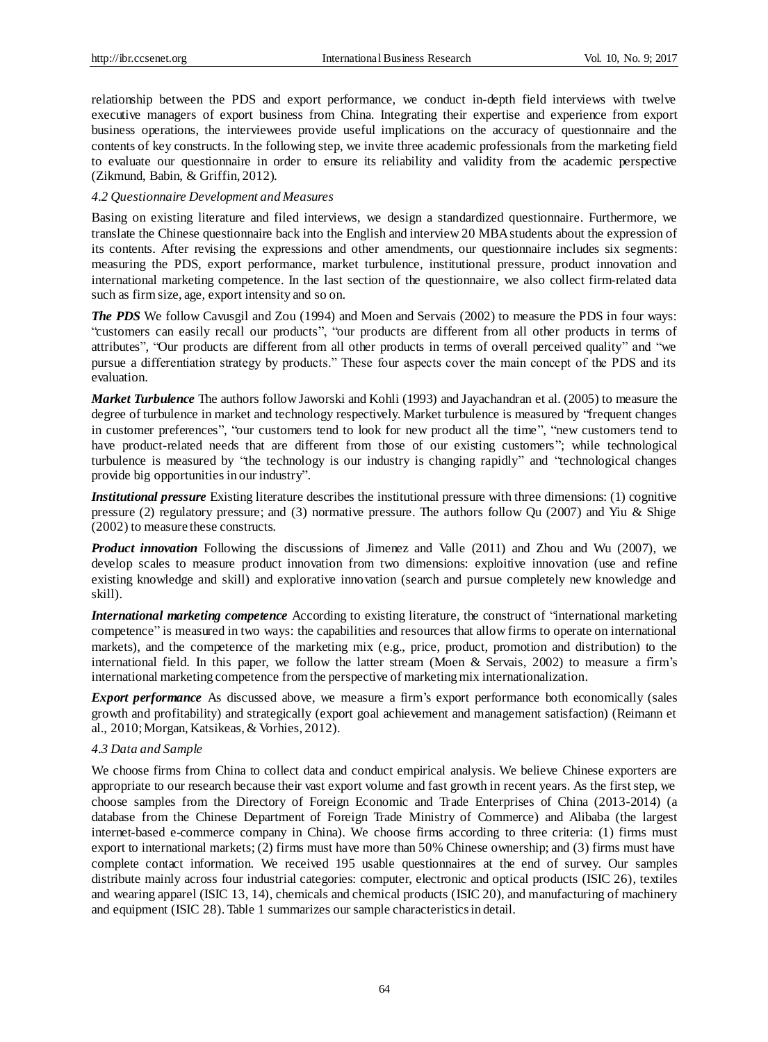relationship between the PDS and export performance, we conduct in-depth field interviews with twelve executive managers of export business from China. Integrating their expertise and experience from export business operations, the interviewees provide useful implications on the accuracy of questionnaire and the contents of key constructs. In the following step, we invite three academic professionals from the marketing field to evaluate our questionnaire in order to ensure its reliability and validity from the academic perspective (Zikmund, Babin, & Griffin, 2012).

### *4.2 Questionnaire Development and Measures*

Basing on existing literature and filed interviews, we design a standardized questionnaire. Furthermore, we translate the Chinese questionnaire back into the English and interview 20 MBA students about the expression of its contents. After revising the expressions and other amendments, our questionnaire includes six segments: measuring the PDS, export performance, market turbulence, institutional pressure, product innovation and international marketing competence. In the last section of the questionnaire, we also collect firm-related data such as firm size, age, export intensity and so on.

***The PDS*** We follow Cavusgil and Zou (1994) and Moen and Servais (2002) to measure the PDS in four ways: "customers can easily recall our products", "our products are different from all other products in terms of attributes", "Our products are different from all other products in terms of overall perceived quality" and "we pursue a differentiation strategy by products." These four aspects cover the main concept of the PDS and its evaluation.

***Market Turbulence*** The authors follow Jaworski and Kohli (1993) and Jayachandran et al. (2005) to measure the degree of turbulence in market and technology respectively. Market turbulence is measured by "frequent changes in customer preferences", "our customers tend to look for new product all the time", "new customers tend to have product-related needs that are different from those of our existing customers"; while technological turbulence is measured by "the technology is our industry is changing rapidly" and "technological changes provide big opportunities in our industry".

***Institutional pressure*** Existing literature describes the institutional pressure with three dimensions: (1) cognitive pressure (2) regulatory pressure; and (3) normative pressure. The authors follow Qu (2007) and Yiu & Shige (2002) to measure these constructs.

***Product innovation*** Following the discussions of Jimenez and Valle (2011) and Zhou and Wu (2007), we develop scales to measure product innovation from two dimensions: exploitive innovation (use and refine existing knowledge and skill) and explorative innovation (search and pursue completely new knowledge and skill).

***International marketing competence*** According to existing literature, the construct of "international marketing competence" is measured in two ways: the capabilities and resources that allow firms to operate on international markets), and the competence of the marketing mix (e.g., price, product, promotion and distribution) to the international field. In this paper, we follow the latter stream (Moen & Servais, 2002) to measure a firm's international marketing competence from the perspective of marketing mix internationalization.

***Export performance*** As discussed above, we measure a firm's export performance both economically (sales growth and profitability) and strategically (export goal achievement and management satisfaction) (Reimann et al., 2010; Morgan, Katsikeas, & Vorhies, 2012).

### *4.3 Data and Sample*

We choose firms from China to collect data and conduct empirical analysis. We believe Chinese exporters are appropriate to our research because their vast export volume and fast growth in recent years. As the first step, we choose samples from the Directory of Foreign Economic and Trade Enterprises of China (2013-2014) (a database from the Chinese Department of Foreign Trade Ministry of Commerce) and Alibaba (the largest internet-based e-commerce company in China). We choose firms according to three criteria: (1) firms must export to international markets; (2) firms must have more than 50% Chinese ownership; and (3) firms must have complete contact information. We received 195 usable questionnaires at the end of survey. Our samples distribute mainly across four industrial categories: computer, electronic and optical products (ISIC 26), textiles and wearing apparel (ISIC 13, 14), chemicals and chemical products (ISIC 20), and manufacturing of machinery and equipment (ISIC 28). Table 1 summarizes our sample characteristics in detail.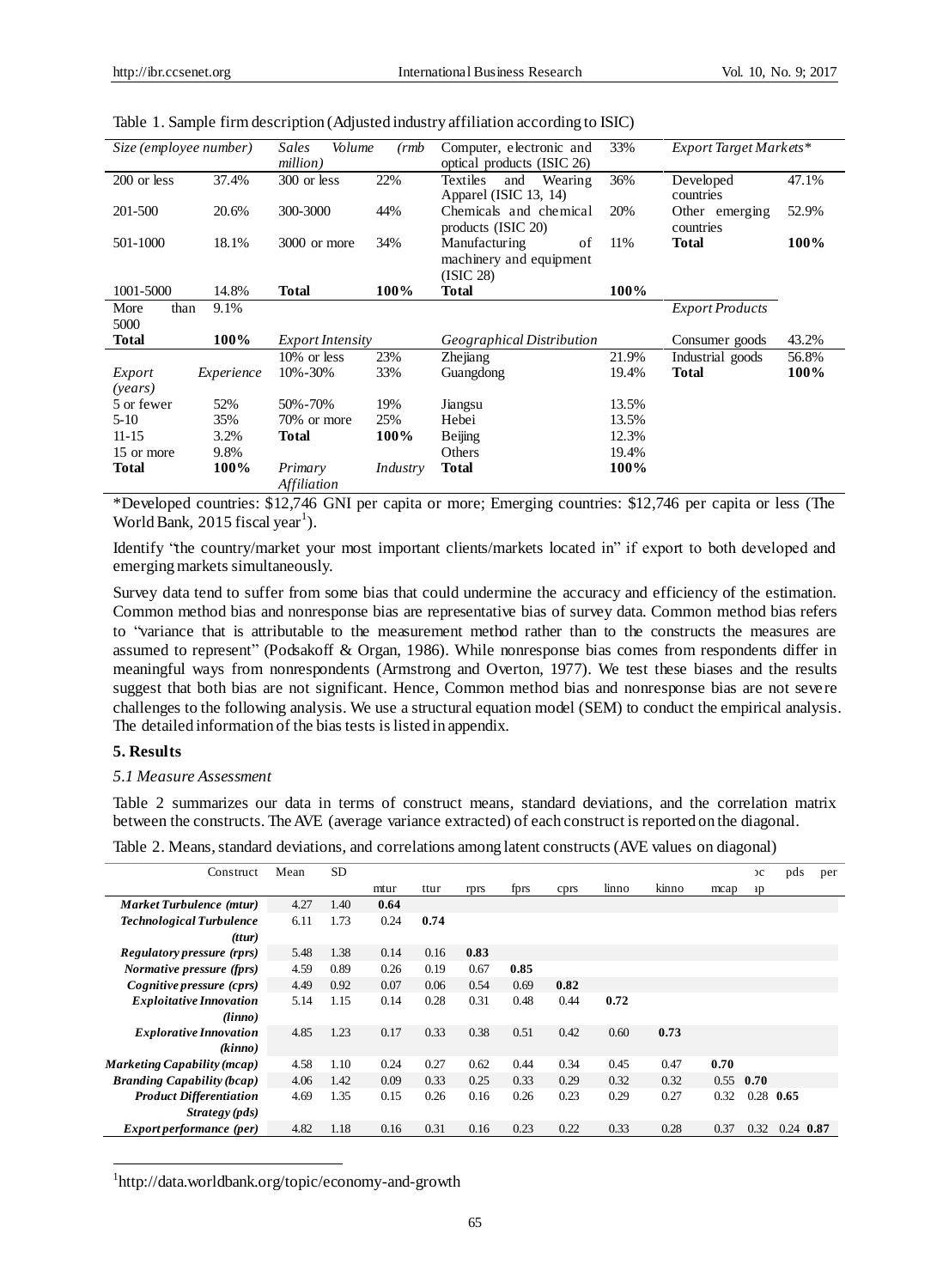Table 1. Sample firm description (Adjusted industry affiliation according to ISIC)

| *Size (employee number)* | | *Sales Volume (rmb million)* | | Computer, electronic and optical products (ISIC 26) | 33% | *Export Target Markets** | |
|---|---|---|---|---|---|---|---|
| 200 or less | 37.4% | 300 or less | 22% | Textiles and Wearing Apparel (ISIC 13, 14) | 36% | Developed countries | 47.1% |
| 201-500 | 20.6% | 300-3000 | 44% | Chemicals and chemical products (ISIC 20) | 20% | Other emerging countries | 52.9% |
| 501-1000 | 18.1% | 3000 or more | 34% | Manufacturing of machinery and equipment (ISIC 28) | 11% | **Total** | **100%** |
| 1001-5000 | 14.8% | **Total** | **100%** | **Total** | **100%** | | |
| More than 5000 | 9.1% | | | | | *Export Products* | |
| **Total** | **100%** | *Export Intensity* | | *Geographical Distribution* | | Consumer goods | 43.2% |
| | | 10% or less | 23% | Zhejiang | 21.9% | Industrial goods | 56.8% |
| *Export Experience (years)* | | 10%-30% | 33% | Guangdong | 19.4% | **Total** | **100%** |
| 5 or fewer | 52% | 50%-70% | 19% | Jiangsu | 13.5% | | |
| 5-10 | 35% | 70% or more | 25% | Hebei | 13.5% | | |
| 11-15 | 3.2% | **Total** | **100%** | Beijing | 12.3% | | |
| 15 or more | 9.8% | | | Others | 19.4% | | |
| **Total** | **100%** | *Primary Industry Affiliation* | | **Total** | **100%** | | |

*Developed countries: $12,746 GNI per capita or more; Emerging countries: $12,746 per capita or less (The World Bank, 2015 fiscal year[1]).

Identify "the country/market your most important clients/markets located in" if export to both developed and emerging markets simultaneously.

Survey data tend to suffer from some bias that could undermine the accuracy and efficiency of the estimation. Common method bias and nonresponse bias are representative bias of survey data. Common method bias refers to "variance that is attributable to the measurement method rather than to the constructs the measures are assumed to represent" (Podsakoff & Organ, 1986). While nonresponse bias comes from respondents differ in meaningful ways from nonrespondents (Armstrong and Overton, 1977). We test these biases and the results suggest that both bias are not significant. Hence, Common method bias and nonresponse bias are not severe challenges to the following analysis. We use a structural equation model (SEM) to conduct the empirical analysis. The detailed information of the bias tests is listed in appendix.

## 5. Results

### *5.1 Measure Assessment*

Table 2 summarizes our data in terms of construct means, standard deviations, and the correlation matrix between the constructs. The AVE (average variance extracted) of each construct is reported on the diagonal.

Table 2. Means, standard deviations, and correlations among latent constructs (AVE values on diagonal)

| Construct | Mean | SD | mtur | ttur | rprs | fprs | cprs | linno | kinno | mcap | bcap | pds | per |
|---|---|---|---|---|---|---|---|---|---|---|---|---|---|
| ***Market Turbulence (mtur)*** | 4.27 | 1.40 | **0.64** | | | | | | | | | | |
| ***Technological Turbulence (ttur)*** | 6.11 | 1.73 | 0.24 | **0.74** | | | | | | | | | |
| ***Regulatory pressure (rprs)*** | 5.48 | 1.38 | 0.14 | 0.16 | **0.83** | | | | | | | | |
| ***Normative pressure (fprs)*** | 4.59 | 0.89 | 0.26 | 0.19 | 0.67 | **0.85** | | | | | | | |
| ***Cognitive pressure (cprs)*** | 4.49 | 0.92 | 0.07 | 0.06 | 0.54 | 0.69 | **0.82** | | | | | | |
| ***Exploitative Innovation (linno)*** | 5.14 | 1.15 | 0.14 | 0.28 | 0.31 | 0.48 | 0.44 | **0.72** | | | | | |
| ***Explorative Innovation (kinno)*** | 4.85 | 1.23 | 0.17 | 0.33 | 0.38 | 0.51 | 0.42 | 0.60 | **0.73** | | | | |
| ***Marketing Capability (mcap)*** | 4.58 | 1.10 | 0.24 | 0.27 | 0.62 | 0.44 | 0.34 | 0.45 | 0.47 | **0.70** | | | |
| ***Branding Capability (bcap)*** | 4.06 | 1.42 | 0.09 | 0.33 | 0.25 | 0.33 | 0.29 | 0.32 | 0.32 | 0.55 | **0.70** | | |
| ***Product Differentiation Strategy (pds)*** | 4.69 | 1.35 | 0.15 | 0.26 | 0.16 | 0.26 | 0.23 | 0.29 | 0.27 | 0.32 | 0.28 | **0.65** | |
| ***Export performance (per)*** | 4.82 | 1.18 | 0.16 | 0.31 | 0.16 | 0.23 | 0.22 | 0.33 | 0.28 | 0.37 | 0.32 | 0.24 | **0.87** |

[1]http://data.worldbank.org/topic/economy-and-growth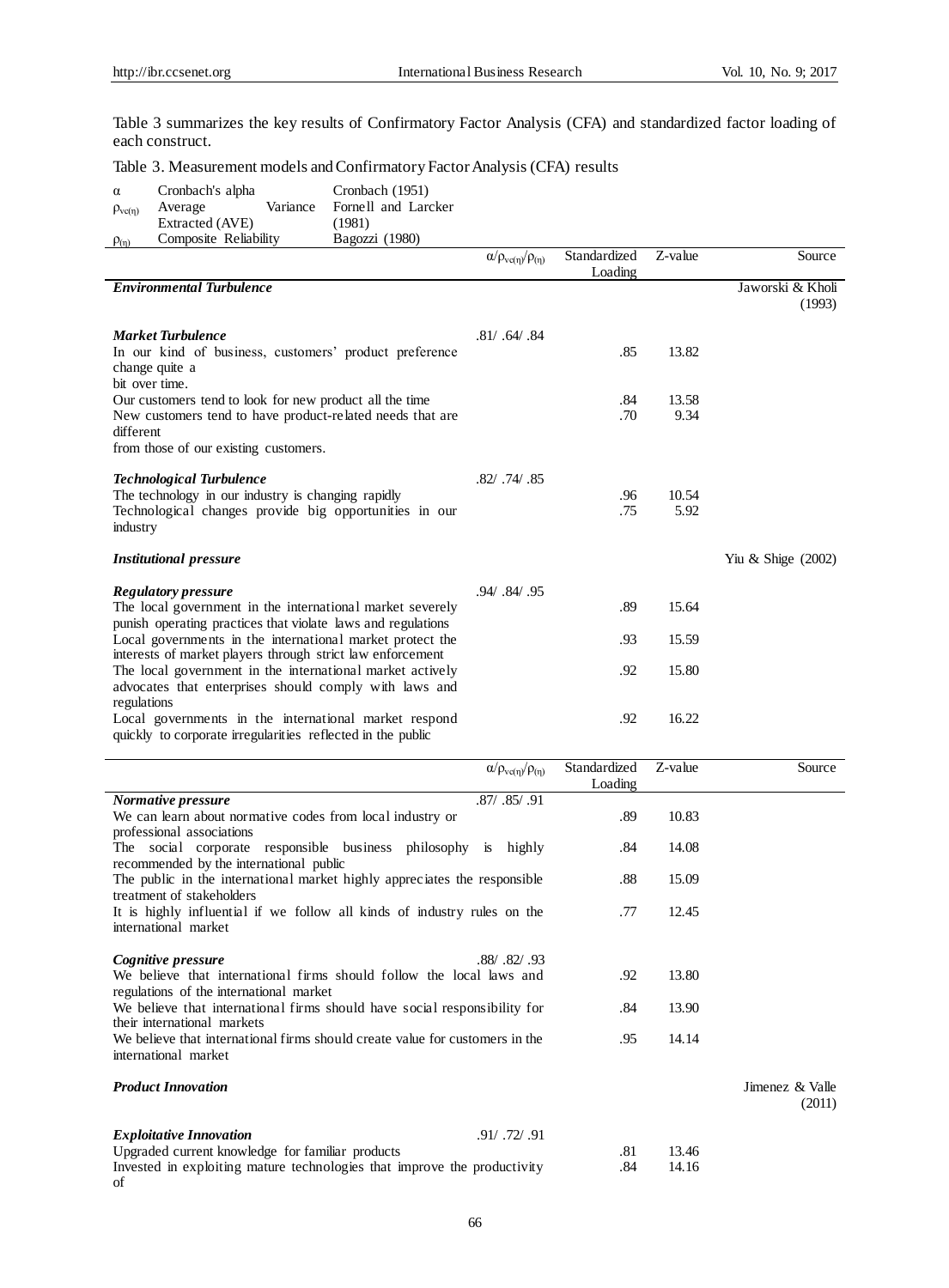Table 3 summarizes the key results of Confirmatory Factor Analysis (CFA) and standardized factor loading of each construct.

Table 3. Measurement models and Confirmatory Factor Analysis (CFA) results

| | | |
|---|---|---|
| $\alpha$ | Cronbach's alpha | Cronbach (1951) |
| $\rho_{vc(\eta)}$ | Average Variance Extracted (AVE) | Fornell and Larcker (1981) |
| $\rho_{(\eta)}$ | Composite Reliability | Bagozzi (1980) |

| | $\alpha/\rho_{vc(\eta)}/\rho_{(\eta)}$ | Standardized Loading | Z-value | Source |
|---|---|---|---|---|
| ***Environmental Turbulence*** | | | | Jaworski & Kholi (1993) |
| ***Market Turbulence*** | .81/ .64/ .84 | | | |
| In our kind of business, customers' product preference change quite a bit over time. | | .85 | 13.82 | |
| Our customers tend to look for new product all the time | | .84 | 13.58 | |
| New customers tend to have product-related needs that are different from those of our existing customers. | | .70 | 9.34 | |
| ***Technological Turbulence*** | .82/ .74/ .85 | | | |
| The technology in our industry is changing rapidly | | .96 | 10.54 | |
| Technological changes provide big opportunities in our industry | | .75 | 5.92 | |
| ***Institutional pressure*** | | | | Yiu & Shige (2002) |
| ***Regulatory pressure*** | .94/ .84/ .95 | | | |
| The local government in the international market severely punish operating practices that violate laws and regulations | | .89 | 15.64 | |
| Local governments in the international market protect the interests of market players through strict law enforcement | | .93 | 15.59 | |
| The local government in the international market actively advocates that enterprises should comply with laws and regulations | | .92 | 15.80 | |
| Local governments in the international market respond quickly to corporate irregularities reflected in the public | | .92 | 16.22 | |
| ***Normative pressure*** | .87/ .85/ .91 | | | |
| We can learn about normative codes from local industry or professional associations | | .89 | 10.83 | |
| The social corporate responsible business philosophy is highly recommended by the international public | | .84 | 14.08 | |
| The public in the international market highly appreciates the responsible treatment of stakeholders | | .88 | 15.09 | |
| It is highly influential if we follow all kinds of industry rules on the international market | | .77 | 12.45 | |
| ***Cognitive pressure*** | .88/ .82/ .93 | | | |
| We believe that international firms should follow the local laws and regulations of the international market | | .92 | 13.80 | |
| We believe that international firms should have social responsibility for their international markets | | .84 | 13.90 | |
| We believe that international firms should create value for customers in the international market | | .95 | 14.14 | |
| ***Product Innovation*** | | | | Jimenez & Valle (2011) |
| ***Exploitative Innovation*** | .91/ .72/ .91 | | | |
| Upgraded current knowledge for familiar products | | .81 | 13.46 | |
| Invested in exploiting mature technologies that improve the productivity of | | .84 | 14.16 | |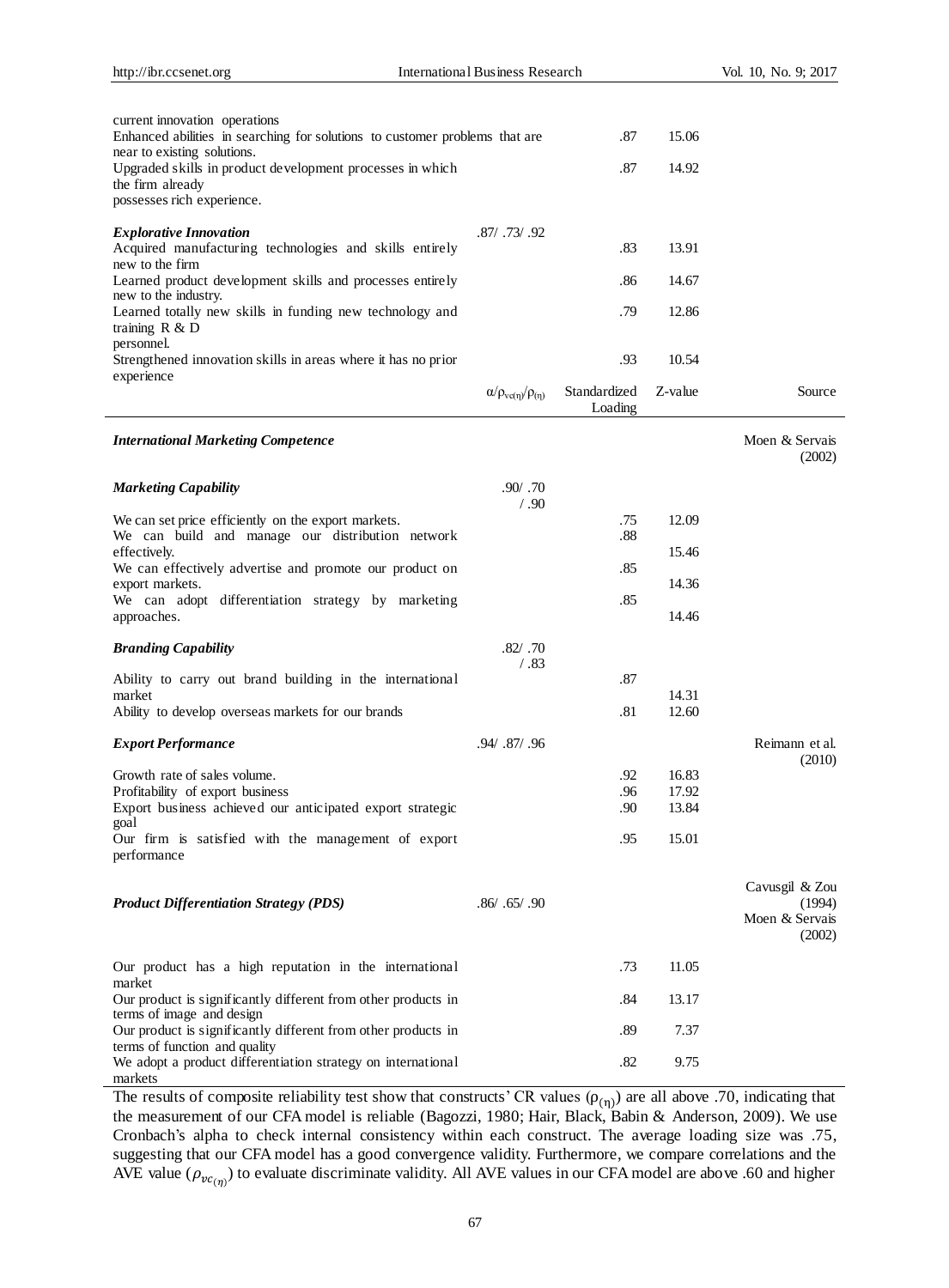| | $\alpha/\rho_{vc(\eta)}/\rho_{(\eta)}$ | Standardized Loading | Z-value | Source |
|---|---|---|---|---|
| current innovation operations | | | | |
| Enhanced abilities in searching for solutions to customer problems that are near to existing solutions. | | .87 | 15.06 | |
| Upgraded skills in product development processes in which the firm already possesses rich experience. | | .87 | 14.92 | |
| ***Explorative Innovation*** | .87/ .73/ .92 | | | |
| Acquired manufacturing technologies and skills entirely new to the firm | | .83 | 13.91 | |
| Learned product development skills and processes entirely new to the industry. | | .86 | 14.67 | |
| Learned totally new skills in funding new technology and training R & D personnel. | | .79 | 12.86 | |
| Strengthened innovation skills in areas where it has no prior experience | | .93 | 10.54 | |

| | $\alpha/\rho_{vc(\eta)}/\rho_{(\eta)}$ | Standardized Loading | Z-value | Source |
|---|---|---|---|---|
| ***International Marketing Competence*** | | | | Moen & Servais (2002) |
| ***Marketing Capability*** | .90/ .70 / .90 | | | |
| We can set price efficiently on the export markets. | | .75 | 12.09 | |
| We can build and manage our distribution network effectively. | | .88 | 15.46 | |
| We can effectively advertise and promote our product on export markets. | | .85 | 14.36 | |
| We can adopt differentiation strategy by marketing approaches. | | .85 | 14.46 | |
| ***Branding Capability*** | .82/ .70 / .83 | | | |
| Ability to carry out brand building in the international market | | .87 | 14.31 | |
| Ability to develop overseas markets for our brands | | .81 | 12.60 | |
| ***Export Performance*** | .94/ .87/ .96 | | | Reimann et al. (2010) |
| Growth rate of sales volume. | | .92 | 16.83 | |
| Profitability of export business | | .96 | 17.92 | |
| Export business achieved our anticipated export strategic goal | | .90 | 13.84 | |
| Our firm is satisfied with the management of export performance | | .95 | 15.01 | |
| ***Product Differentiation Strategy (PDS)*** | .86/ .65/ .90 | | | Cavusgil & Zou (1994) Moen & Servais (2002) |
| Our product has a high reputation in the international market | | .73 | 11.05 | |
| Our product is significantly different from other products in terms of image and design | | .84 | 13.17 | |
| Our product is significantly different from other products in terms of function and quality | | .89 | 7.37 | |
| We adopt a product differentiation strategy on international markets | | .82 | 9.75 | |

The results of composite reliability test show that constructs' CR values ($\rho_{(\eta)}$) are all above .70, indicating that the measurement of our CFA model is reliable (Bagozzi, 1980; Hair, Black, Babin & Anderson, 2009). We use Cronbach's alpha to check internal consistency within each construct. The average loading size was .75, suggesting that our CFA model has a good convergence validity. Furthermore, we compare correlations and the AVE value ($\rho_{vc_{(\eta)}}$) to evaluate discriminate validity. All AVE values in our CFA model are above .60 and higher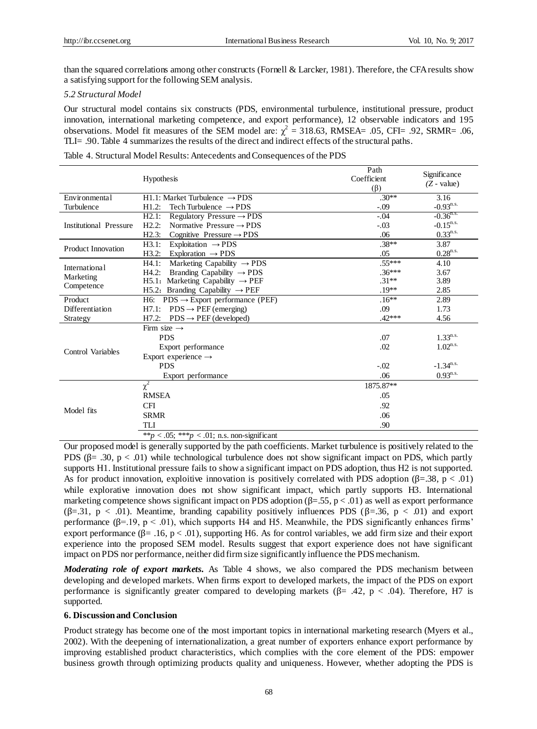than the squared correlations among other constructs (Fornell & Larcker, 1981). Therefore, the CFA results show a satisfying support for the following SEM analysis.

### *5.2 Structural Model*

Our structural model contains six constructs (PDS, environmental turbulence, institutional pressure, product innovation, international marketing competence, and export performance), 12 observable indicators and 195 observations. Model fit measures of the SEM model are: $\chi^2$ = 318.63, RMSEA= .05, CFI= .92, SRMR= .06, TLI= .90. Table 4 summarizes the results of the direct and indirect effects of the structural paths.

Table 4. Structural Model Results: Antecedents and Consequences of the PDS

| | Hypothesis | Path Coefficient (β) | Significance ($Z$ - value) |
|---|---|---|---|
| Environmental Turbulence | H1.1: Market Turbulence → PDS | .30** | 3.16 |
| | H1.2: Tech Turbulence → PDS | -.09 | $-0.93^{n.s.}$ |
| Institutional Pressure | H2.1: Regulatory Pressure → PDS | -.04 | $-0.36^{n.s.}$ |
| | H2.2: Normative Pressure → PDS | -.03 | $-0.15^{n.s.}$ |
| | H2.3: Cognitive Pressure → PDS | .06 | $0.33^{n.s.}$ |
| Product Innovation | H3.1: Exploitation → PDS | .38** | 3.87 |
| | H3.2: Exploration → PDS | .05 | $0.28^{n.s.}$ |
| International Marketing Competence | H4.1: Marketing Capability → PDS | .55*** | 4.10 |
| | H4.2: Branding Capability → PDS | .36*** | 3.67 |
| | H5.1: Marketing Capability → PEF | .31** | 3.89 |
| | H5.2: Branding Capability → PEF | .19** | 2.85 |
| Product Differentiation Strategy | H6: PDS → Export performance (PEF) | .16** | 2.89 |
| | H7.1: PDS → PEF (emerging) | .09 | 1.73 |
| | H7.2: PDS → PEF (developed) | .42*** | 4.56 |
| Control Variables | Firm size → | | |
| | PDS | .07 | $1.33^{n.s.}$ |
| | Export performance | .02 | $1.02^{n.s.}$ |
| | Export experience → | | |
| | PDS | -.02 | $-1.34^{n.s.}$ |
| | Export performance | .06 | $0.93^{n.s.}$ |
| Model fits | $\chi^2$ | 1875.87** | |
| | RMSEA | .05 | |
| | CFI | .92 | |
| | SRMR | .06 | |
| | TLI | .90 | |

**$p < .05$; ***$p < .01$; n.s. non-significant

Our proposed model is generally supported by the path coefficients. Market turbulence is positively related to the PDS (β= .30, $p < .01$) while technological turbulence does not show significant impact on PDS, which partly supports H1. Institutional pressure fails to show a significant impact on PDS adoption, thus H2 is not supported. As for product innovation, exploitive innovation is positively correlated with PDS adoption (β=.38, $p < .01$) while explorative innovation does not show significant impact, which partly supports H3. International marketing competence shows significant impact on PDS adoption (β=.55, $p < .01$) as well as export performance (β=.31, $p < .01$). Meantime, branding capability positively influences PDS (β=.36, $p < .01$) and export performance (β=.19, $p < .01$), which supports H4 and H5. Meanwhile, the PDS significantly enhances firms' export performance (β= .16, $p < .01$), supporting H6. As for control variables, we add firm size and their export experience into the proposed SEM model. Results suggest that export experience does not have significant impact on PDS nor performance, neither did firm size significantly influence the PDS mechanism.

***Moderating role of export markets.*** As Table 4 shows, we also compared the PDS mechanism between developing and developed markets. When firms export to developed markets, the impact of the PDS on export performance is significantly greater compared to developing markets (β= .42, $p < .04$). Therefore, H7 is supported.

## 6. Discussion and Conclusion

Product strategy has become one of the most important topics in international marketing research (Myers et al., 2002). With the deepening of internationalization, a great number of exporters enhance export performance by improving established product characteristics, which complies with the core element of the PDS: empower business growth through optimizing products quality and uniqueness. However, whether adopting the PDS is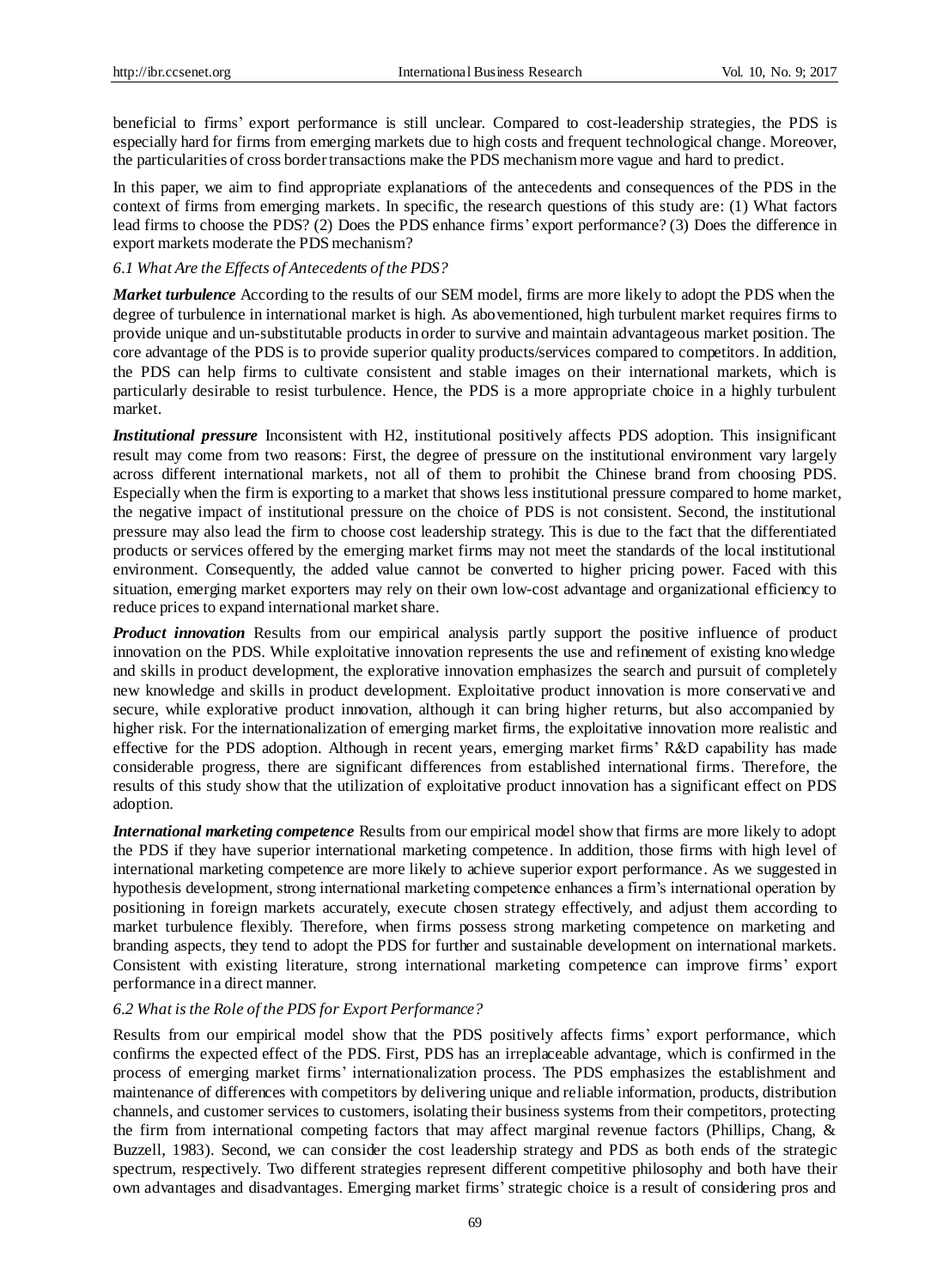beneficial to firms' export performance is still unclear. Compared to cost-leadership strategies, the PDS is especially hard for firms from emerging markets due to high costs and frequent technological change. Moreover, the particularities of cross border transactions make the PDS mechanism more vague and hard to predict.

In this paper, we aim to find appropriate explanations of the antecedents and consequences of the PDS in the context of firms from emerging markets. In specific, the research questions of this study are: (1) What factors lead firms to choose the PDS? (2) Does the PDS enhance firms' export performance? (3) Does the difference in export markets moderate the PDS mechanism?

### 6.1 What Are the Effects of Antecedents of the PDS?

***Market turbulence*** According to the results of our SEM model, firms are more likely to adopt the PDS when the degree of turbulence in international market is high. As abovementioned, high turbulent market requires firms to provide unique and un-substitutable products in order to survive and maintain advantageous market position. The core advantage of the PDS is to provide superior quality products/services compared to competitors. In addition, the PDS can help firms to cultivate consistent and stable images on their international markets, which is particularly desirable to resist turbulence. Hence, the PDS is a more appropriate choice in a highly turbulent market.

***Institutional pressure*** Inconsistent with H2, institutional positively affects PDS adoption. This insignificant result may come from two reasons: First, the degree of pressure on the institutional environment vary largely across different international markets, not all of them to prohibit the Chinese brand from choosing PDS. Especially when the firm is exporting to a market that shows less institutional pressure compared to home market, the negative impact of institutional pressure on the choice of PDS is not consistent. Second, the institutional pressure may also lead the firm to choose cost leadership strategy. This is due to the fact that the differentiated products or services offered by the emerging market firms may not meet the standards of the local institutional environment. Consequently, the added value cannot be converted to higher pricing power. Faced with this situation, emerging market exporters may rely on their own low-cost advantage and organizational efficiency to reduce prices to expand international market share.

***Product innovation*** Results from our empirical analysis partly support the positive influence of product innovation on the PDS. While exploitative innovation represents the use and refinement of existing knowledge and skills in product development, the explorative innovation emphasizes the search and pursuit of completely new knowledge and skills in product development. Exploitative product innovation is more conservative and secure, while explorative product innovation, although it can bring higher returns, but also accompanied by higher risk. For the internationalization of emerging market firms, the exploitative innovation more realistic and effective for the PDS adoption. Although in recent years, emerging market firms' R&D capability has made considerable progress, there are significant differences from established international firms. Therefore, the results of this study show that the utilization of exploitative product innovation has a significant effect on PDS adoption.

***International marketing competence*** Results from our empirical model show that firms are more likely to adopt the PDS if they have superior international marketing competence. In addition, those firms with high level of international marketing competence are more likely to achieve superior export performance. As we suggested in hypothesis development, strong international marketing competence enhances a firm's international operation by positioning in foreign markets accurately, execute chosen strategy effectively, and adjust them according to market turbulence flexibly. Therefore, when firms possess strong marketing competence on marketing and branding aspects, they tend to adopt the PDS for further and sustainable development on international markets. Consistent with existing literature, strong international marketing competence can improve firms' export performance in a direct manner.

### 6.2 What is the Role of the PDS for Export Performance?

Results from our empirical model show that the PDS positively affects firms' export performance, which confirms the expected effect of the PDS. First, PDS has an irreplaceable advantage, which is confirmed in the process of emerging market firms' internationalization process. The PDS emphasizes the establishment and maintenance of differences with competitors by delivering unique and reliable information, products, distribution channels, and customer services to customers, isolating their business systems from their competitors, protecting the firm from international competing factors that may affect marginal revenue factors (Phillips, Chang, & Buzzell, 1983). Second, we can consider the cost leadership strategy and PDS as both ends of the strategic spectrum, respectively. Two different strategies represent different competitive philosophy and both have their own advantages and disadvantages. Emerging market firms' strategic choice is a result of considering pros and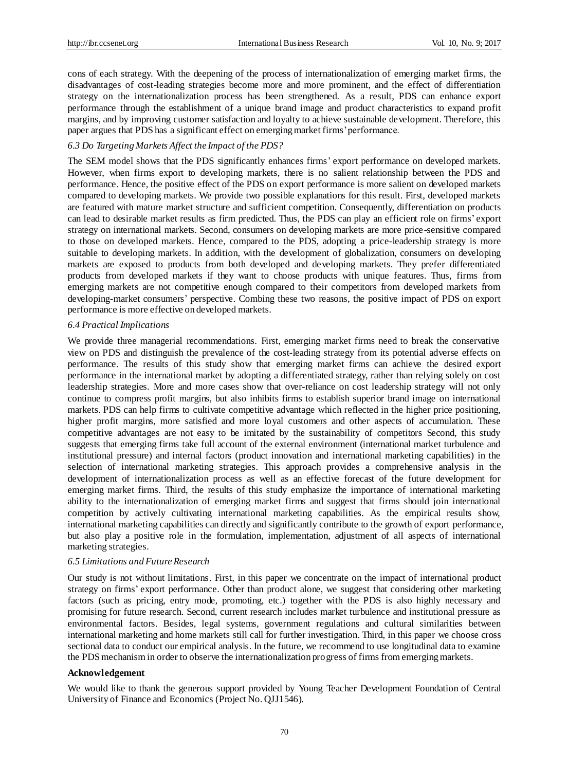cons of each strategy. With the deepening of the process of internationalization of emerging market firms, the disadvantages of cost-leading strategies become more and more prominent, and the effect of differentiation strategy on the internationalization process has been strengthened. As a result, PDS can enhance export performance through the establishment of a unique brand image and product characteristics to expand profit margins, and by improving customer satisfaction and loyalty to achieve sustainable development. Therefore, this paper argues that PDS has a significant effect on emerging market firms' performance.

### *6.3 Do Targeting Markets Affect the Impact of the PDS?*

The SEM model shows that the PDS significantly enhances firms' export performance on developed markets. However, when firms export to developing markets, there is no salient relationship between the PDS and performance. Hence, the positive effect of the PDS on export performance is more salient on developed markets compared to developing markets. We provide two possible explanations for this result. First, developed markets are featured with mature market structure and sufficient competition. Consequently, differentiation on products can lead to desirable market results as firm predicted. Thus, the PDS can play an efficient role on firms' export strategy on international markets. Second, consumers on developing markets are more price-sensitive compared to those on developed markets. Hence, compared to the PDS, adopting a price-leadership strategy is more suitable to developing markets. In addition, with the development of globalization, consumers on developing markets are exposed to products from both developed and developing markets. They prefer differentiated products from developed markets if they want to choose products with unique features. Thus, firms from emerging markets are not competitive enough compared to their competitors from developed markets from developing-market consumers' perspective. Combing these two reasons, the positive impact of PDS on export performance is more effective on developed markets.

### *6.4 Practical Implications*

We provide three managerial recommendations. First, emerging market firms need to break the conservative view on PDS and distinguish the prevalence of the cost-leading strategy from its potential adverse effects on performance. The results of this study show that emerging market firms can achieve the desired export performance in the international market by adopting a differentiated strategy, rather than relying solely on cost leadership strategies. More and more cases show that over-reliance on cost leadership strategy will not only continue to compress profit margins, but also inhibits firms to establish superior brand image on international markets. PDS can help firms to cultivate competitive advantage which reflected in the higher price positioning, higher profit margins, more satisfied and more loyal customers and other aspects of accumulation. These competitive advantages are not easy to be imitated by the sustainability of competitors Second, this study suggests that emerging firms take full account of the external environment (international market turbulence and institutional pressure) and internal factors (product innovation and international marketing capabilities) in the selection of international marketing strategies. This approach provides a comprehensive analysis in the development of internationalization process as well as an effective forecast of the future development for emerging market firms. Third, the results of this study emphasize the importance of international marketing ability to the internationalization of emerging market firms and suggest that firms should join international competition by actively cultivating international marketing capabilities. As the empirical results show, international marketing capabilities can directly and significantly contribute to the growth of export performance, but also play a positive role in the formulation, implementation, adjustment of all aspects of international marketing strategies.

### *6.5 Limitations and Future Research*

Our study is not without limitations. First, in this paper we concentrate on the impact of international product strategy on firms' export performance. Other than product alone, we suggest that considering other marketing factors (such as pricing, entry mode, promoting, etc.) together with the PDS is also highly necessary and promising for future research. Second, current research includes market turbulence and institutional pressure as environmental factors. Besides, legal systems, government regulations and cultural similarities between international marketing and home markets still call for further investigation. Third, in this paper we choose cross sectional data to conduct our empirical analysis. In the future, we recommend to use longitudinal data to examine the PDS mechanism in order to observe the internationalization progress of firms from emerging markets.

## **Acknowledgement**

We would like to thank the generous support provided by Young Teacher Development Foundation of Central University of Finance and Economics (Project No. QJJ1546).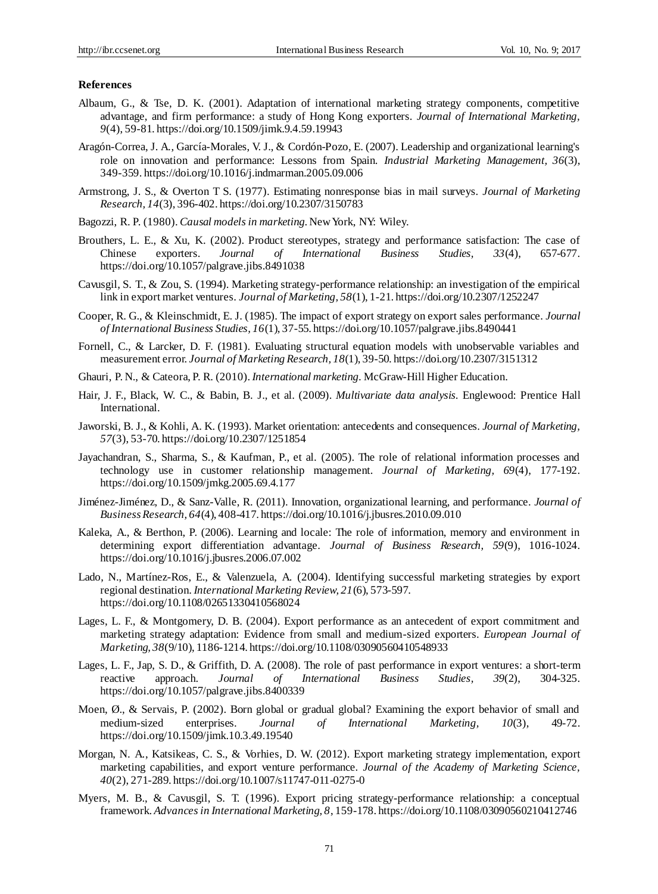**References**

Albaum, G., & Tse, D. K. (2001). Adaptation of international marketing strategy components, competitive advantage, and firm performance: a study of Hong Kong exporters. *Journal of International Marketing, 9*(4), 59-81. https://doi.org/10.1509/jimk.9.4.59.19943

Aragón-Correa, J. A., García-Morales, V. J., & Cordón-Pozo, E. (2007). Leadership and organizational learning's role on innovation and performance: Lessons from Spain. *Industrial Marketing Management, 36*(3), 349-359. https://doi.org/10.1016/j.indmarman.2005.09.006

Armstrong, J. S., & Overton T S. (1977). Estimating nonresponse bias in mail surveys. *Journal of Marketing Research, 14*(3), 396-402. https://doi.org/10.2307/3150783

Bagozzi, R. P. (1980). *Causal models in marketing*. New York, NY: Wiley.

Brouthers, L. E., & Xu, K. (2002). Product stereotypes, strategy and performance satisfaction: The case of Chinese exporters. *Journal of International Business Studies, 33*(4), 657-677. https://doi.org/10.1057/palgrave.jibs.8491038

Cavusgil, S. T., & Zou, S. (1994). Marketing strategy-performance relationship: an investigation of the empirical link in export market ventures. *Journal of Marketing, 58*(1), 1-21. https://doi.org/10.2307/1252247

Cooper, R. G., & Kleinschmidt, E. J. (1985). The impact of export strategy on export sales performance. *Journal of International Business Studies, 16*(1), 37-55. https://doi.org/10.1057/palgrave.jibs.8490441

Fornell, C., & Larcker, D. F. (1981). Evaluating structural equation models with unobservable variables and measurement error. *Journal of Marketing Research, 18*(1), 39-50. https://doi.org/10.2307/3151312

Ghauri, P. N., & Cateora, P. R. (2010). *International marketing*. McGraw-Hill Higher Education.

Hair, J. F., Black, W. C., & Babin, B. J., et al. (2009). *Multivariate data analysis*. Englewood: Prentice Hall International.

Jaworski, B. J., & Kohli, A. K. (1993). Market orientation: antecedents and consequences. *Journal of Marketing, 57*(3), 53-70. https://doi.org/10.2307/1251854

Jayachandran, S., Sharma, S., & Kaufman, P., et al. (2005). The role of relational information processes and technology use in customer relationship management. *Journal of Marketing, 69*(4), 177-192. https://doi.org/10.1509/jmkg.2005.69.4.177

Jiménez-Jiménez, D., & Sanz-Valle, R. (2011). Innovation, organizational learning, and performance. *Journal of Business Research, 64*(4), 408-417. https://doi.org/10.1016/j.jbusres.2010.09.010

Kaleka, A., & Berthon, P. (2006). Learning and locale: The role of information, memory and environment in determining export differentiation advantage. *Journal of Business Research, 59*(9), 1016-1024. https://doi.org/10.1016/j.jbusres.2006.07.002

Lado, N., Martínez-Ros, E., & Valenzuela, A. (2004). Identifying successful marketing strategies by export regional destination. *International Marketing Review, 21*(6), 573-597. https://doi.org/10.1108/02651330410568024

Lages, L. F., & Montgomery, D. B. (2004). Export performance as an antecedent of export commitment and marketing strategy adaptation: Evidence from small and medium-sized exporters. *European Journal of Marketing, 38*(9/10), 1186-1214. https://doi.org/10.1108/03090560410548933

Lages, L. F., Jap, S. D., & Griffith, D. A. (2008). The role of past performance in export ventures: a short-term reactive approach. *Journal of International Business Studies, 39*(2), 304-325. https://doi.org/10.1057/palgrave.jibs.8400339

Moen, Ø., & Servais, P. (2002). Born global or gradual global? Examining the export behavior of small and medium-sized enterprises. *Journal of International Marketing, 10*(3), 49-72. https://doi.org/10.1509/jimk.10.3.49.19540

Morgan, N. A., Katsikeas, C. S., & Vorhies, D. W. (2012). Export marketing strategy implementation, export marketing capabilities, and export venture performance. *Journal of the Academy of Marketing Science, 40*(2), 271-289. https://doi.org/10.1007/s11747-011-0275-0

Myers, M. B., & Cavusgil, S. T. (1996). Export pricing strategy-performance relationship: a conceptual framework. *Advances in International Marketing, 8*, 159-178. https://doi.org/10.1108/03090560210412746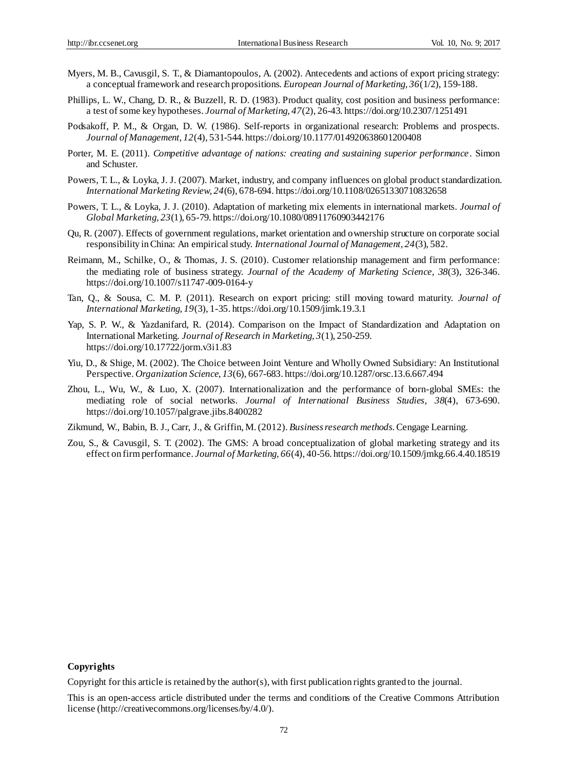Myers, M. B., Cavusgil, S. T., & Diamantopoulos, A. (2002). Antecedents and actions of export pricing strategy: a conceptual framework and research propositions. *European Journal of Marketing, 36*(1/2), 159-188.

Phillips, L. W., Chang, D. R., & Buzzell, R. D. (1983). Product quality, cost position and business performance: a test of some key hypotheses. *Journal of Marketing, 47*(2), 26-43. https://doi.org/10.2307/1251491

Podsakoff, P. M., & Organ, D. W. (1986). Self-reports in organizational research: Problems and prospects. *Journal of Management, 12*(4), 531-544. https://doi.org/10.1177/014920638601200408

Porter, M. E. (2011). *Competitive advantage of nations: creating and sustaining superior performance*. Simon and Schuster.

Powers, T. L., & Loyka, J. J. (2007). Market, industry, and company influences on global product standardization. *International Marketing Review, 24*(6), 678-694. https://doi.org/10.1108/02651330710832658

Powers, T. L., & Loyka, J. J. (2010). Adaptation of marketing mix elements in international markets. *Journal of Global Marketing, 23*(1), 65-79. https://doi.org/10.1080/08911760903442176

Qu, R. (2007). Effects of government regulations, market orientation and ownership structure on corporate social responsibility in China: An empirical study. *International Journal of Management, 24*(3), 582.

Reimann, M., Schilke, O., & Thomas, J. S. (2010). Customer relationship management and firm performance: the mediating role of business strategy. *Journal of the Academy of Marketing Science, 38*(3), 326-346. https://doi.org/10.1007/s11747-009-0164-y

Tan, Q., & Sousa, C. M. P. (2011). Research on export pricing: still moving toward maturity. *Journal of International Marketing, 19*(3), 1-35. https://doi.org/10.1509/jimk.19.3.1

Yap, S. P. W., & Yazdanifard, R. (2014). Comparison on the Impact of Standardization and Adaptation on International Marketing. *Journal of Research in Marketing, 3*(1), 250-259. https://doi.org/10.17722/jorm.v3i1.83

Yiu, D., & Shige, M. (2002). The Choice between Joint Venture and Wholly Owned Subsidiary: An Institutional Perspective. *Organization Science, 13*(6), 667-683. https://doi.org/10.1287/orsc.13.6.667.494

Zhou, L., Wu, W., & Luo, X. (2007). Internationalization and the performance of born-global SMEs: the mediating role of social networks. *Journal of International Business Studies, 38*(4), 673-690. https://doi.org/10.1057/palgrave.jibs.8400282

Zikmund, W., Babin, B. J., Carr, J., & Griffin, M. (2012). *Business research methods*. Cengage Learning.

Zou, S., & Cavusgil, S. T. (2002). The GMS: A broad conceptualization of global marketing strategy and its effect on firm performance. *Journal of Marketing, 66*(4), 40-56. https://doi.org/10.1509/jmkg.66.4.40.18519

**Copyrights**

Copyright for this article is retained by the author(s), with first publication rights granted to the journal.

This is an open-access article distributed under the terms and conditions of the Creative Commons Attribution license (http://creativecommons.org/licenses/by/4.0/).